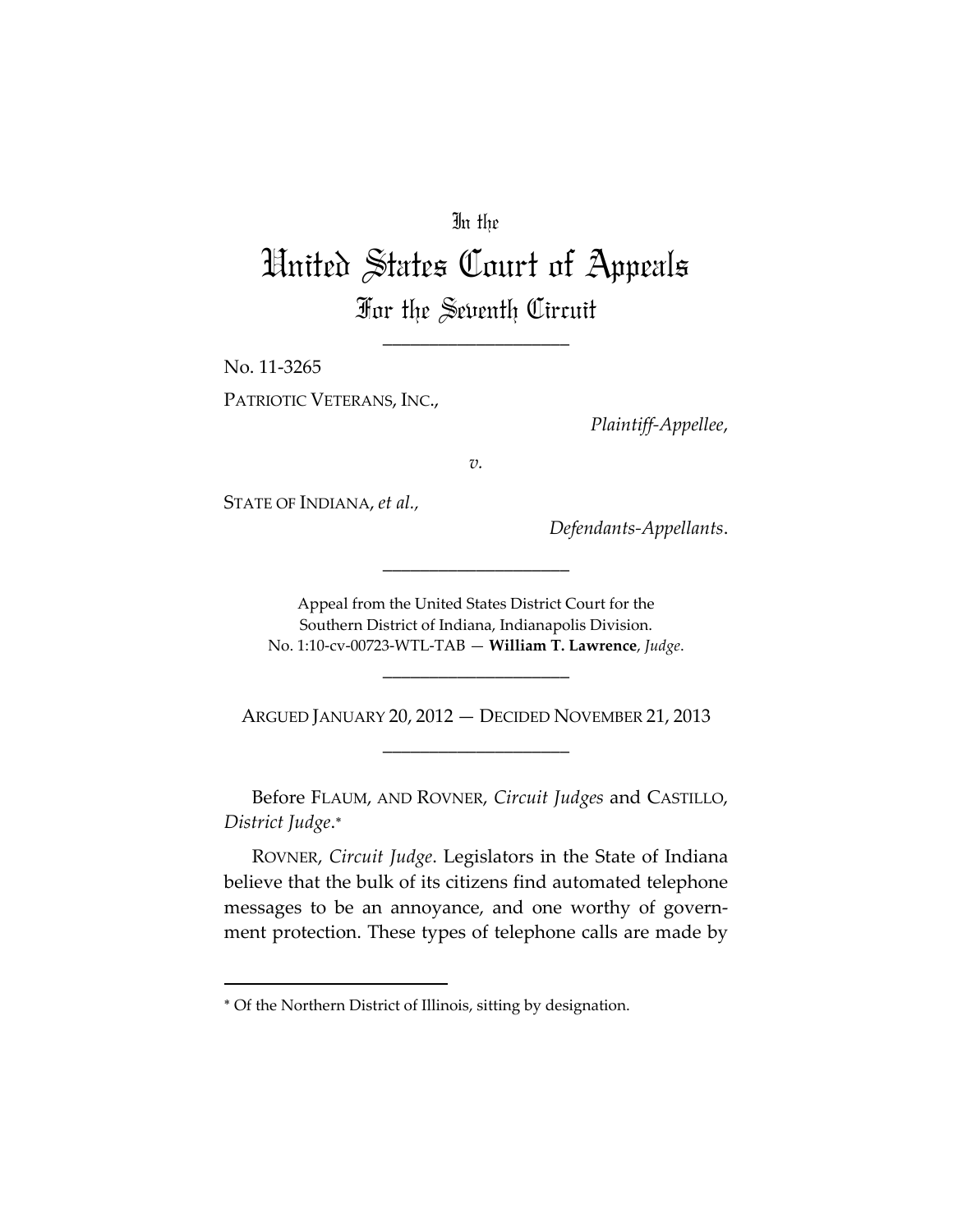In the

# United States Court of Appeals

## For the Seventh Circuit

No. 11-3265

PATRIOTIC VETERANS, INC.,

*Plaintiff-Appellee*,

*v.*

STATE OF INDIANA, *et al.*,

*Defendants-Appellants*.

Appeal from the United States District Court for the Southern District of Indiana, Indianapolis Division. No. 1:10-cv-00723-WTL-TAB — **William T. Lawrence**, *Judge*.

ARGUED JANUARY 20, 2012 — DECIDED NOVEMBER 21, 2013

Before FLAUM, AND ROVNER, *Circuit Judges* and CASTILLO, *District Judge*.*

ROVNER, *Circuit Judge*. Legislators in the State of Indiana believe that the bulk of its citizens find automated telephone messages to be an annoyance, and one worthy of government protection. These types of telephone calls are made by

* Of the Northern District of Illinois, sitting by designation.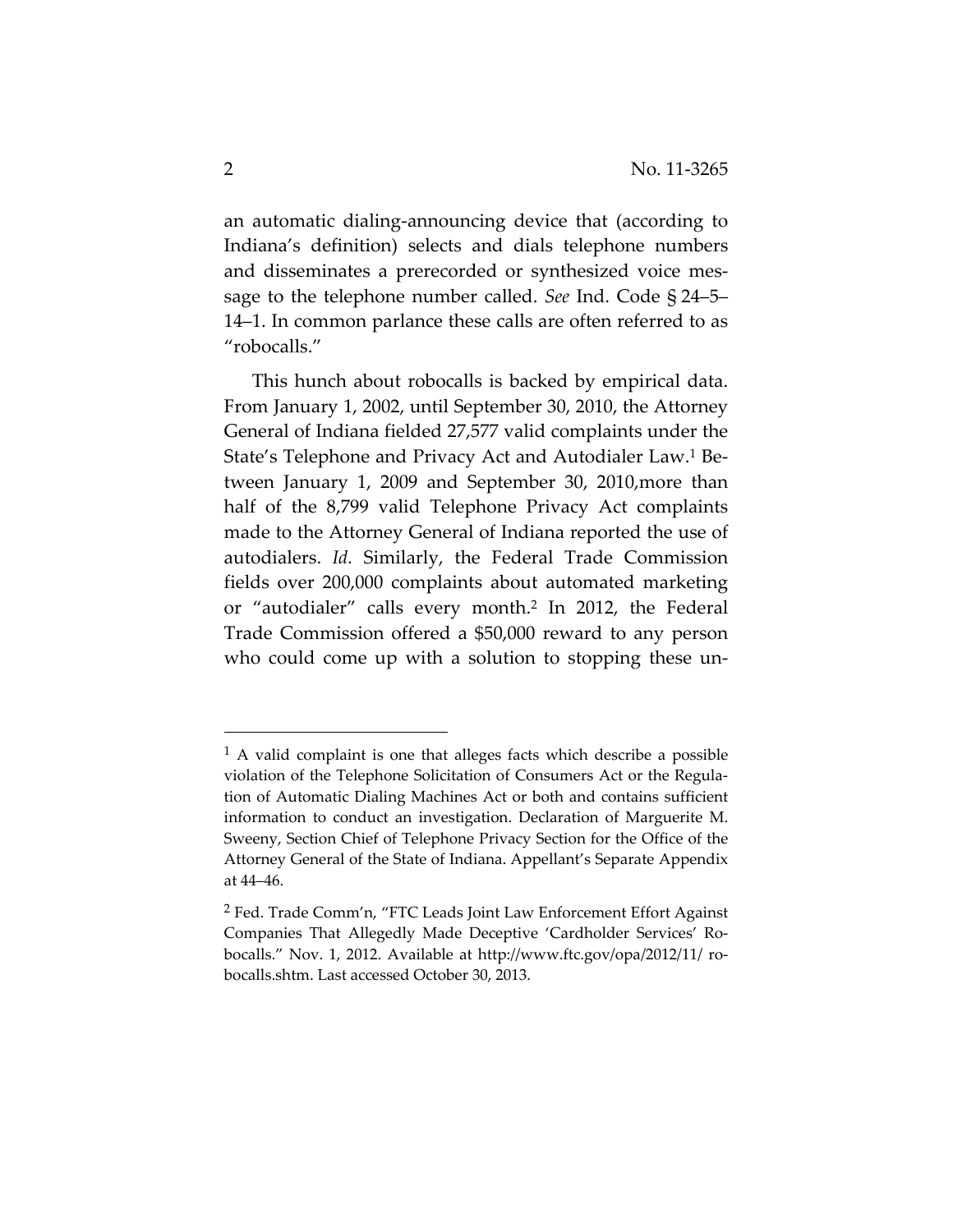an automatic dialing-announcing device that (according to Indiana's definition) selects and dials telephone numbers and disseminates a prerecorded or synthesized voice message to the telephone number called. *See* Ind. Code § 24–5–14–1. In common parlance these calls are often referred to as "robocalls."

This hunch about robocalls is backed by empirical data. From January 1, 2002, until September 30, 2010, the Attorney General of Indiana fielded 27,577 valid complaints under the State's Telephone and Privacy Act and Autodialer Law.[1] Between January 1, 2009 and September 30, 2010,more than half of the 8,799 valid Telephone Privacy Act complaints made to the Attorney General of Indiana reported the use of autodialers. *Id.* Similarly, the Federal Trade Commission fields over 200,000 complaints about automated marketing or "autodialer" calls every month.[2] In 2012, the Federal Trade Commission offered a $50,000 reward to any person who could come up with a solution to stopping these un-

---

[1] A valid complaint is one that alleges facts which describe a possible violation of the Telephone Solicitation of Consumers Act or the Regulation of Automatic Dialing Machines Act or both and contains sufficient information to conduct an investigation. Declaration of Marguerite M. Sweeny, Section Chief of Telephone Privacy Section for the Office of the Attorney General of the State of Indiana. Appellant's Separate Appendix at 44–46.

[2] Fed. Trade Comm'n, "FTC Leads Joint Law Enforcement Effort Against Companies That Allegedly Made Deceptive 'Cardholder Services' Robocalls." Nov. 1, 2012. Available at http://www.ftc.gov/opa/2012/11/ robocalls.shtm. Last accessed October 30, 2013.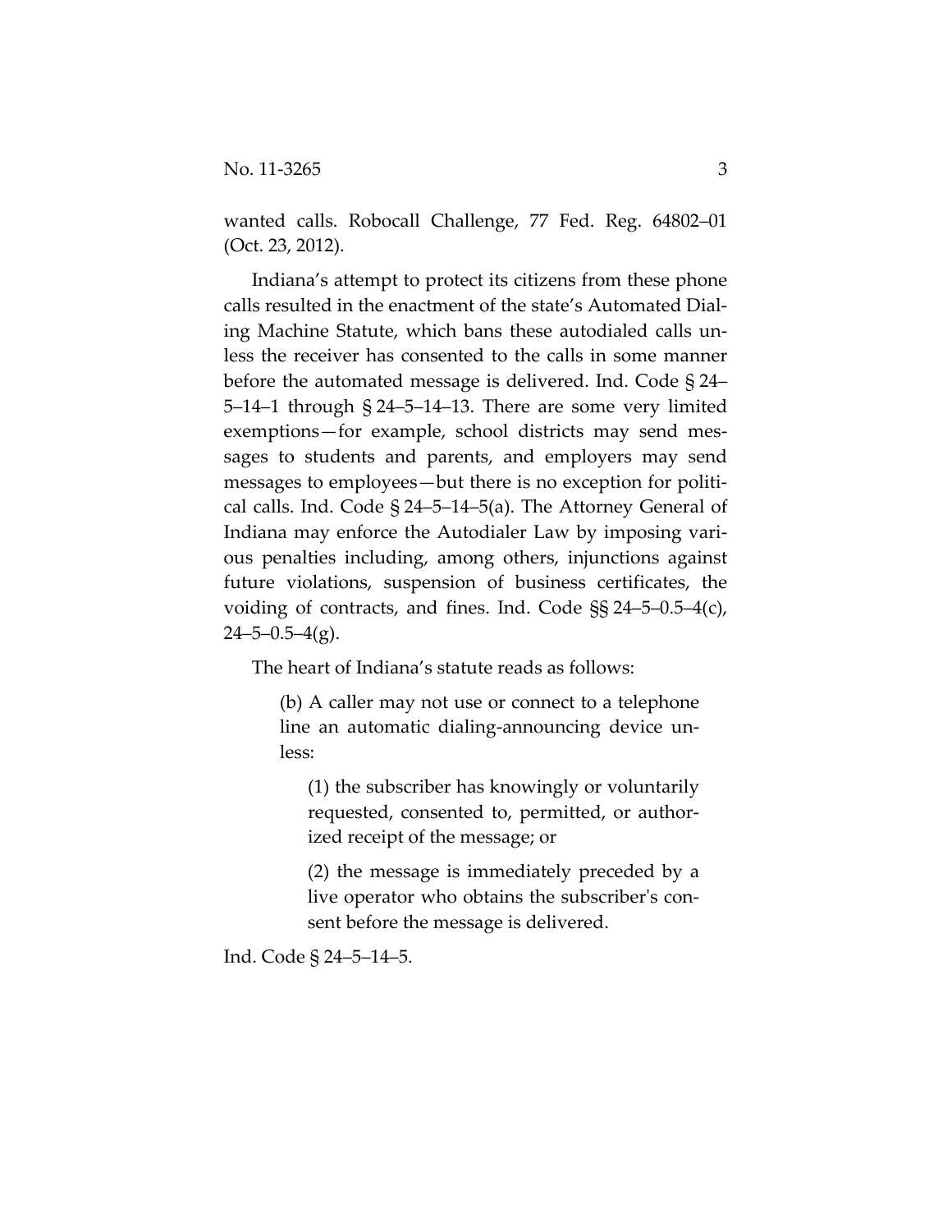wanted calls. Robocall Challenge, 77 Fed. Reg. 64802–01 (Oct. 23, 2012).

Indiana's attempt to protect its citizens from these phone calls resulted in the enactment of the state's Automated Dialing Machine Statute, which bans these autodialed calls unless the receiver has consented to the calls in some manner before the automated message is delivered. Ind. Code § 24–5–14–1 through § 24–5–14–13. There are some very limited exemptions—for example, school districts may send messages to students and parents, and employers may send messages to employees—but there is no exception for political calls. Ind. Code § 24–5–14–5(a). The Attorney General of Indiana may enforce the Autodialer Law by imposing various penalties including, among others, injunctions against future violations, suspension of business certificates, the voiding of contracts, and fines. Ind. Code §§ 24–5–0.5–4(c), 24–5–0.5–4(g).

The heart of Indiana's statute reads as follows:

> (b) A caller may not use or connect to a telephone line an automatic dialing-announcing device unless:
>
> > (1) the subscriber has knowingly or voluntarily requested, consented to, permitted, or authorized receipt of the message; or
> >
> > (2) the message is immediately preceded by a live operator who obtains the subscriber's consent before the message is delivered.

Ind. Code § 24–5–14–5.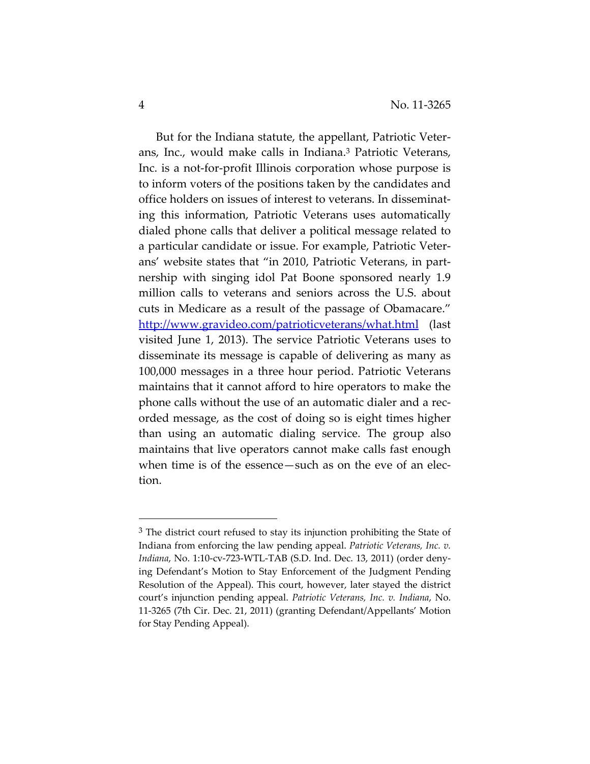But for the Indiana statute, the appellant, Patriotic Veterans, Inc., would make calls in Indiana.[3] Patriotic Veterans, Inc. is a not-for-profit Illinois corporation whose purpose is to inform voters of the positions taken by the candidates and office holders on issues of interest to veterans. In disseminating this information, Patriotic Veterans uses automatically dialed phone calls that deliver a political message related to a particular candidate or issue. For example, Patriotic Veterans' website states that "in 2010, Patriotic Veterans, in partnership with singing idol Pat Boone sponsored nearly 1.9 million calls to veterans and seniors across the U.S. about cuts in Medicare as a result of the passage of Obamacare." http://www.gravideo.com/patrioticveterans/what.html (last visited June 1, 2013). The service Patriotic Veterans uses to disseminate its message is capable of delivering as many as 100,000 messages in a three hour period. Patriotic Veterans maintains that it cannot afford to hire operators to make the phone calls without the use of an automatic dialer and a recorded message, as the cost of doing so is eight times higher than using an automatic dialing service. The group also maintains that live operators cannot make calls fast enough when time is of the essence—such as on the eve of an election.

---

[3] The district court refused to stay its injunction prohibiting the State of Indiana from enforcing the law pending appeal. *Patriotic Veterans, Inc. v. Indiana*, No. 1:10-cv-723-WTL-TAB (S.D. Ind. Dec. 13, 2011) (order denying Defendant's Motion to Stay Enforcement of the Judgment Pending Resolution of the Appeal). This court, however, later stayed the district court's injunction pending appeal. *Patriotic Veterans, Inc. v. Indiana*, No. 11-3265 (7th Cir. Dec. 21, 2011) (granting Defendant/Appellants' Motion for Stay Pending Appeal).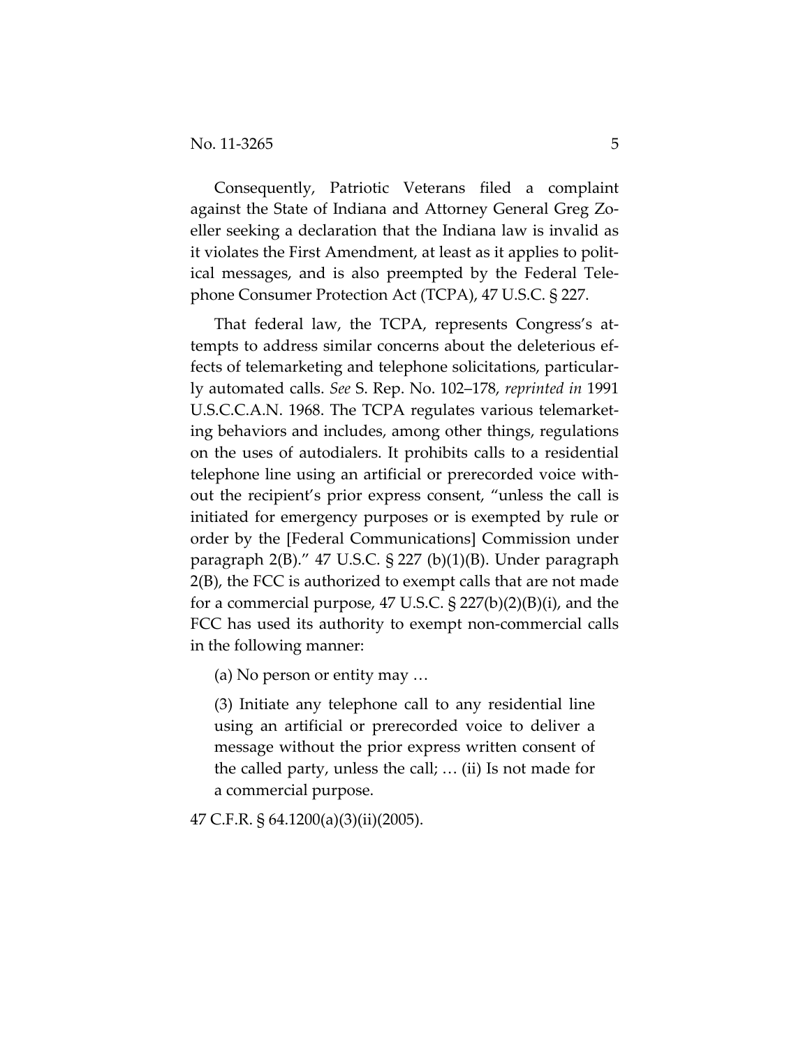Consequently, Patriotic Veterans filed a complaint against the State of Indiana and Attorney General Greg Zoeller seeking a declaration that the Indiana law is invalid as it violates the First Amendment, at least as it applies to political messages, and is also preempted by the Federal Telephone Consumer Protection Act (TCPA), 47 U.S.C. § 227.

That federal law, the TCPA, represents Congress's attempts to address similar concerns about the deleterious effects of telemarketing and telephone solicitations, particularly automated calls. *See* S. Rep. No. 102–178, *reprinted in* 1991 U.S.C.C.A.N. 1968. The TCPA regulates various telemarketing behaviors and includes, among other things, regulations on the uses of autodialers. It prohibits calls to a residential telephone line using an artificial or prerecorded voice without the recipient's prior express consent, "unless the call is initiated for emergency purposes or is exempted by rule or order by the [Federal Communications] Commission under paragraph 2(B)." 47 U.S.C. § 227 (b)(1)(B). Under paragraph 2(B), the FCC is authorized to exempt calls that are not made for a commercial purpose, 47 U.S.C. § 227(b)(2)(B)(i), and the FCC has used its authority to exempt non-commercial calls in the following manner:

> (a) No person or entity may …
>
> (3) Initiate any telephone call to any residential line using an artificial or prerecorded voice to deliver a message without the prior express written consent of the called party, unless the call; … (ii) Is not made for a commercial purpose.

47 C.F.R. § 64.1200(a)(3)(ii)(2005).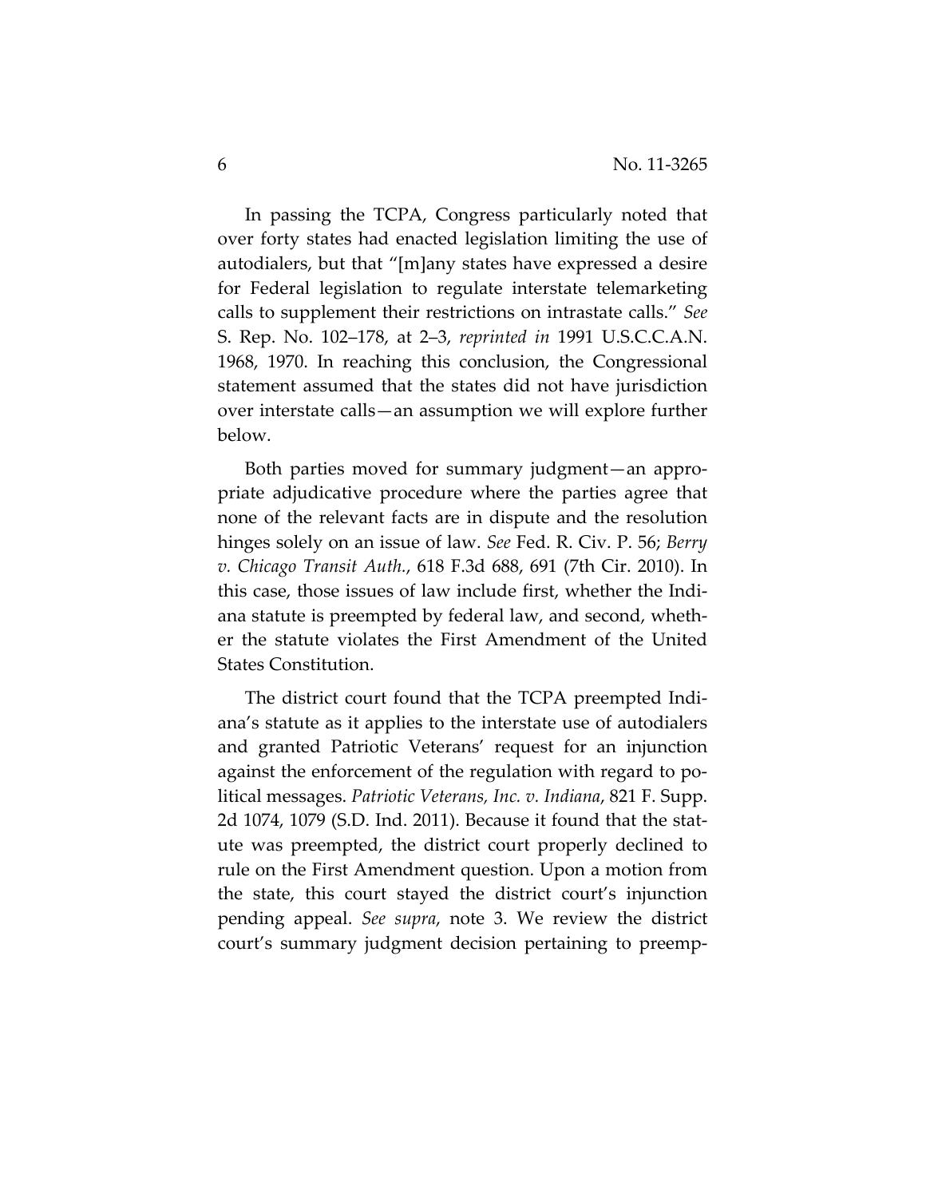In passing the TCPA, Congress particularly noted that over forty states had enacted legislation limiting the use of autodialers, but that "[m]any states have expressed a desire for Federal legislation to regulate interstate telemarketing calls to supplement their restrictions on intrastate calls." *See* S. Rep. No. 102–178, at 2–3, *reprinted in* 1991 U.S.C.C.A.N. 1968, 1970. In reaching this conclusion, the Congressional statement assumed that the states did not have jurisdiction over interstate calls—an assumption we will explore further below.

Both parties moved for summary judgment—an appropriate adjudicative procedure where the parties agree that none of the relevant facts are in dispute and the resolution hinges solely on an issue of law. *See* Fed. R. Civ. P. 56; *Berry v. Chicago Transit Auth.*, 618 F.3d 688, 691 (7th Cir. 2010). In this case, those issues of law include first, whether the Indiana statute is preempted by federal law, and second, whether the statute violates the First Amendment of the United States Constitution.

The district court found that the TCPA preempted Indiana's statute as it applies to the interstate use of autodialers and granted Patriotic Veterans' request for an injunction against the enforcement of the regulation with regard to political messages. *Patriotic Veterans, Inc. v. Indiana*, 821 F. Supp. 2d 1074, 1079 (S.D. Ind. 2011). Because it found that the statute was preempted, the district court properly declined to rule on the First Amendment question. Upon a motion from the state, this court stayed the district court's injunction pending appeal. *See supra*, note 3. We review the district court's summary judgment decision pertaining to preemp-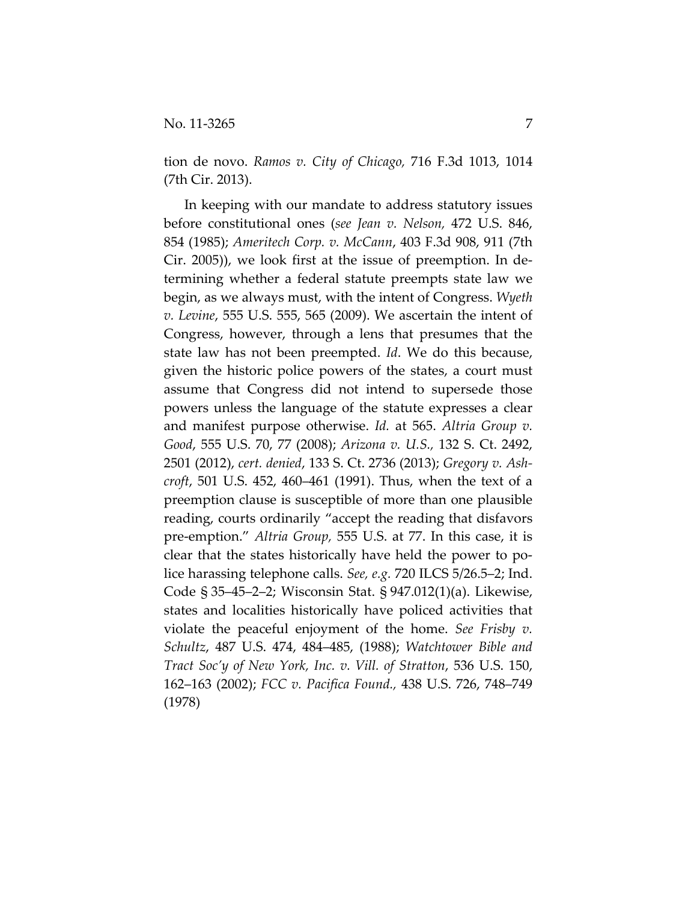tion de novo. *Ramos v. City of Chicago,* 716 F.3d 1013, 1014 (7th Cir. 2013).

In keeping with our mandate to address statutory issues before constitutional ones (*see Jean v. Nelson,* 472 U.S. 846, 854 (1985); *Ameritech Corp. v. McCann*, 403 F.3d 908, 911 (7th Cir. 2005)), we look first at the issue of preemption. In determining whether a federal statute preempts state law we begin, as we always must, with the intent of Congress. *Wyeth v. Levine*, 555 U.S. 555, 565 (2009). We ascertain the intent of Congress, however, through a lens that presumes that the state law has not been preempted. *Id*. We do this because, given the historic police powers of the states, a court must assume that Congress did not intend to supersede those powers unless the language of the statute expresses a clear and manifest purpose otherwise. *Id.* at 565. *Altria Group v. Good*, 555 U.S. 70, 77 (2008); *Arizona v. U.S.,* 132 S. Ct. 2492, 2501 (2012), *cert. denied*, 133 S. Ct. 2736 (2013); *Gregory v. Ashcroft*, 501 U.S. 452, 460–461 (1991). Thus, when the text of a preemption clause is susceptible of more than one plausible reading, courts ordinarily "accept the reading that disfavors pre-emption." *Altria Group,* 555 U.S. at 77. In this case, it is clear that the states historically have held the power to police harassing telephone calls. *See, e.g.* 720 ILCS 5/26.5–2; Ind. Code § 35–45–2–2; Wisconsin Stat. § 947.012(1)(a). Likewise, states and localities historically have policed activities that violate the peaceful enjoyment of the home. *See Frisby v. Schultz*, 487 U.S. 474, 484–485, (1988); *Watchtower Bible and Tract Soc'y of New York, Inc. v. Vill. of Stratton*, 536 U.S. 150, 162–163 (2002); *FCC v. Pacifica Found.,* 438 U.S. 726, 748–749 (1978)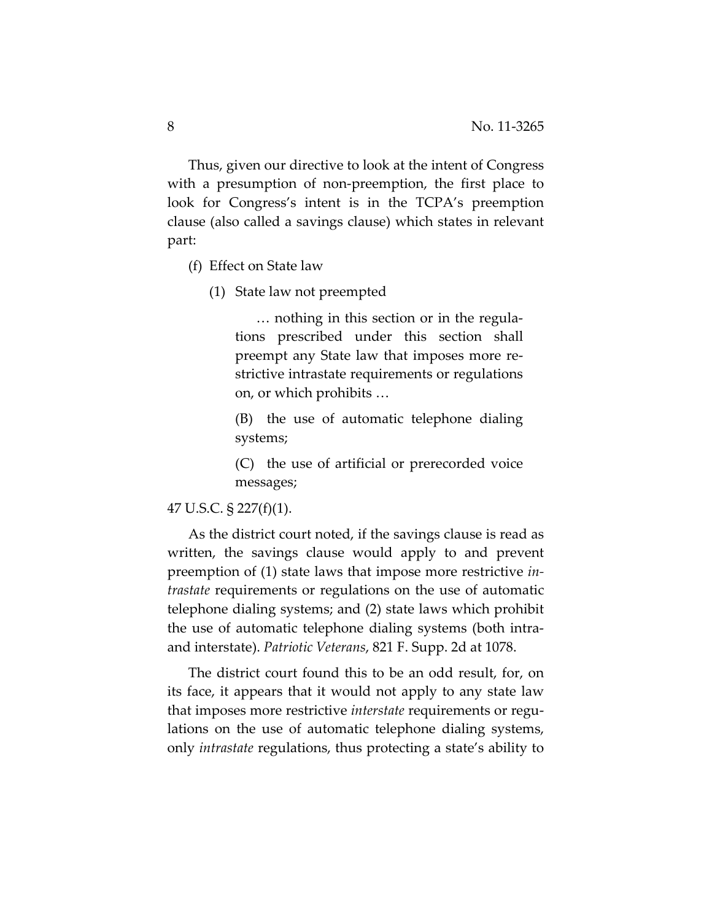Thus, given our directive to look at the intent of Congress with a presumption of non-preemption, the first place to look for Congress's intent is in the TCPA's preemption clause (also called a savings clause) which states in relevant part:

> (f) Effect on State law
>
> > (1) State law not preempted
> >
> > > … nothing in this section or in the regulations prescribed under this section shall preempt any State law that imposes more restrictive intrastate requirements or regulations on, or which prohibits …
> > >
> > > (B) the use of automatic telephone dialing systems;
> > >
> > > (C) the use of artificial or prerecorded voice messages;

47 U.S.C. § 227(f)(1).

As the district court noted, if the savings clause is read as written, the savings clause would apply to and prevent preemption of (1) state laws that impose more restrictive *intrastate* requirements or regulations on the use of automatic telephone dialing systems; and (2) state laws which prohibit the use of automatic telephone dialing systems (both intra- and interstate). *Patriotic Veterans*, 821 F. Supp. 2d at 1078.

The district court found this to be an odd result, for, on its face, it appears that it would not apply to any state law that imposes more restrictive *interstate* requirements or regulations on the use of automatic telephone dialing systems, only *intrastate* regulations, thus protecting a state's ability to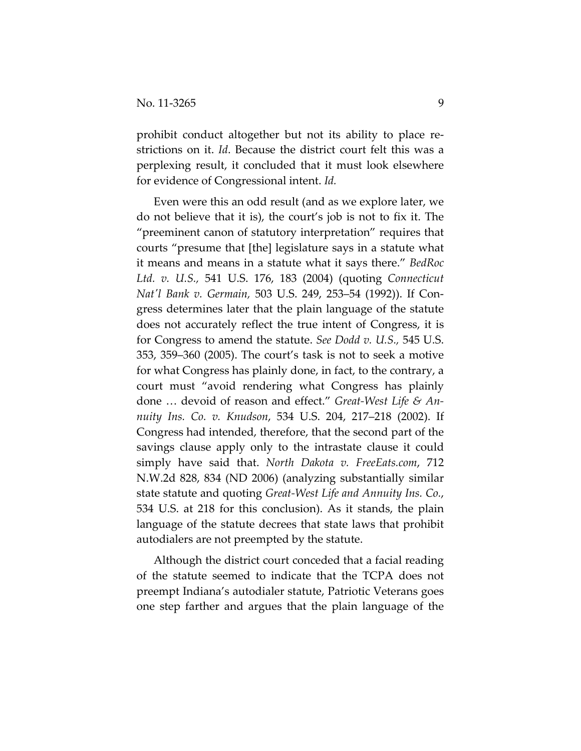prohibit conduct altogether but not its ability to place restrictions on it. *Id*. Because the district court felt this was a perplexing result, it concluded that it must look elsewhere for evidence of Congressional intent. *Id.*

Even were this an odd result (and as we explore later, we do not believe that it is), the court's job is not to fix it. The "preeminent canon of statutory interpretation" requires that courts "presume that [the] legislature says in a statute what it means and means in a statute what it says there." *BedRoc Ltd. v. U.S.,* 541 U.S. 176, 183 (2004) (quoting *Connecticut Nat'l Bank v. Germain,* 503 U.S. 249, 253–54 (1992)). If Congress determines later that the plain language of the statute does not accurately reflect the true intent of Congress, it is for Congress to amend the statute. *See Dodd v. U.S.,* 545 U.S. 353, 359–360 (2005). The court's task is not to seek a motive for what Congress has plainly done, in fact, to the contrary, a court must "avoid rendering what Congress has plainly done … devoid of reason and effect." *Great-West Life & Annuity Ins. Co. v. Knudson*, 534 U.S. 204, 217–218 (2002). If Congress had intended, therefore, that the second part of the savings clause apply only to the intrastate clause it could simply have said that. *North Dakota v. FreeEats.com*, 712 N.W.2d 828, 834 (ND 2006) (analyzing substantially similar state statute and quoting *Great-West Life and Annuity Ins. Co.*, 534 U.S. at 218 for this conclusion). As it stands, the plain language of the statute decrees that state laws that prohibit autodialers are not preempted by the statute.

Although the district court conceded that a facial reading of the statute seemed to indicate that the TCPA does not preempt Indiana's autodialer statute, Patriotic Veterans goes one step farther and argues that the plain language of the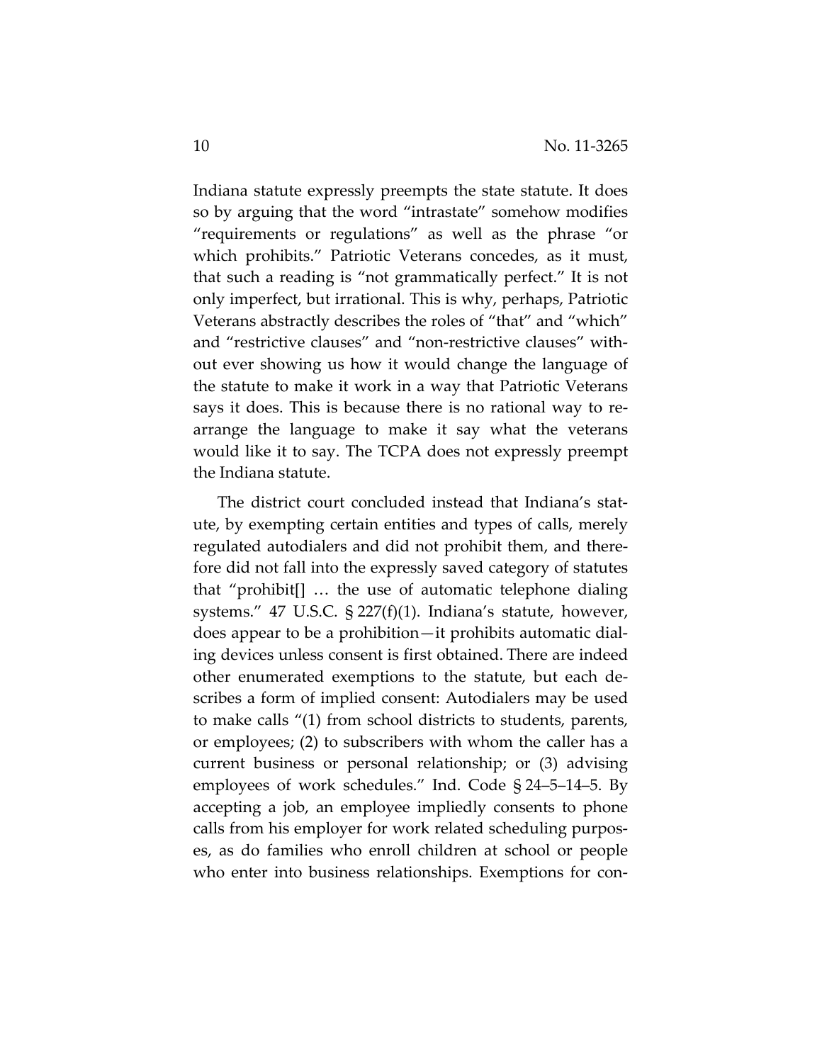Indiana statute expressly preempts the state statute. It does so by arguing that the word "intrastate" somehow modifies "requirements or regulations" as well as the phrase "or which prohibits." Patriotic Veterans concedes, as it must, that such a reading is "not grammatically perfect." It is not only imperfect, but irrational. This is why, perhaps, Patriotic Veterans abstractly describes the roles of "that" and "which" and "restrictive clauses" and "non-restrictive clauses" without ever showing us how it would change the language of the statute to make it work in a way that Patriotic Veterans says it does. This is because there is no rational way to rearrange the language to make it say what the veterans would like it to say. The TCPA does not expressly preempt the Indiana statute.

The district court concluded instead that Indiana's statute, by exempting certain entities and types of calls, merely regulated autodialers and did not prohibit them, and therefore did not fall into the expressly saved category of statutes that "prohibit[] … the use of automatic telephone dialing systems." 47 U.S.C. § 227(f)(1). Indiana's statute, however, does appear to be a prohibition—it prohibits automatic dialing devices unless consent is first obtained. There are indeed other enumerated exemptions to the statute, but each describes a form of implied consent: Autodialers may be used to make calls "(1) from school districts to students, parents, or employees; (2) to subscribers with whom the caller has a current business or personal relationship; or (3) advising employees of work schedules." Ind. Code § 24–5–14–5. By accepting a job, an employee impliedly consents to phone calls from his employer for work related scheduling purposes, as do families who enroll children at school or people who enter into business relationships. Exemptions for con-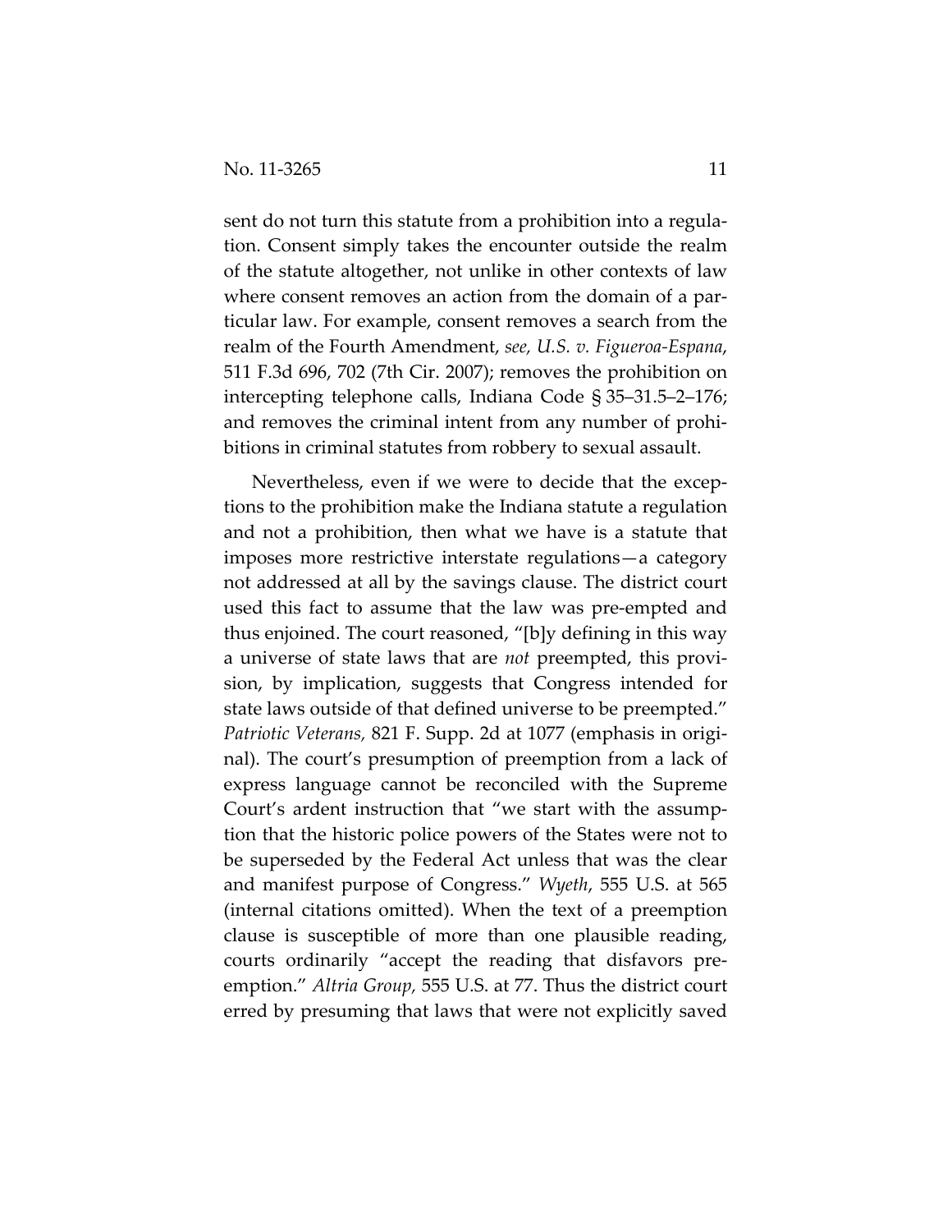sent do not turn this statute from a prohibition into a regulation. Consent simply takes the encounter outside the realm of the statute altogether, not unlike in other contexts of law where consent removes an action from the domain of a particular law. For example, consent removes a search from the realm of the Fourth Amendment, *see, U.S. v. Figueroa-Espana*, 511 F.3d 696, 702 (7th Cir. 2007); removes the prohibition on intercepting telephone calls, Indiana Code § 35–31.5–2–176; and removes the criminal intent from any number of prohibitions in criminal statutes from robbery to sexual assault.

Nevertheless, even if we were to decide that the exceptions to the prohibition make the Indiana statute a regulation and not a prohibition, then what we have is a statute that imposes more restrictive interstate regulations—a category not addressed at all by the savings clause. The district court used this fact to assume that the law was pre-empted and thus enjoined. The court reasoned, "[b]y defining in this way a universe of state laws that are *not* preempted, this provision, by implication, suggests that Congress intended for state laws outside of that defined universe to be preempted." *Patriotic Veterans,* 821 F. Supp. 2d at 1077 (emphasis in original). The court's presumption of preemption from a lack of express language cannot be reconciled with the Supreme Court's ardent instruction that "we start with the assumption that the historic police powers of the States were not to be superseded by the Federal Act unless that was the clear and manifest purpose of Congress." *Wyeth*, 555 U.S. at 565 (internal citations omitted). When the text of a preemption clause is susceptible of more than one plausible reading, courts ordinarily "accept the reading that disfavors preemption." *Altria Group*, 555 U.S. at 77. Thus the district court erred by presuming that laws that were not explicitly saved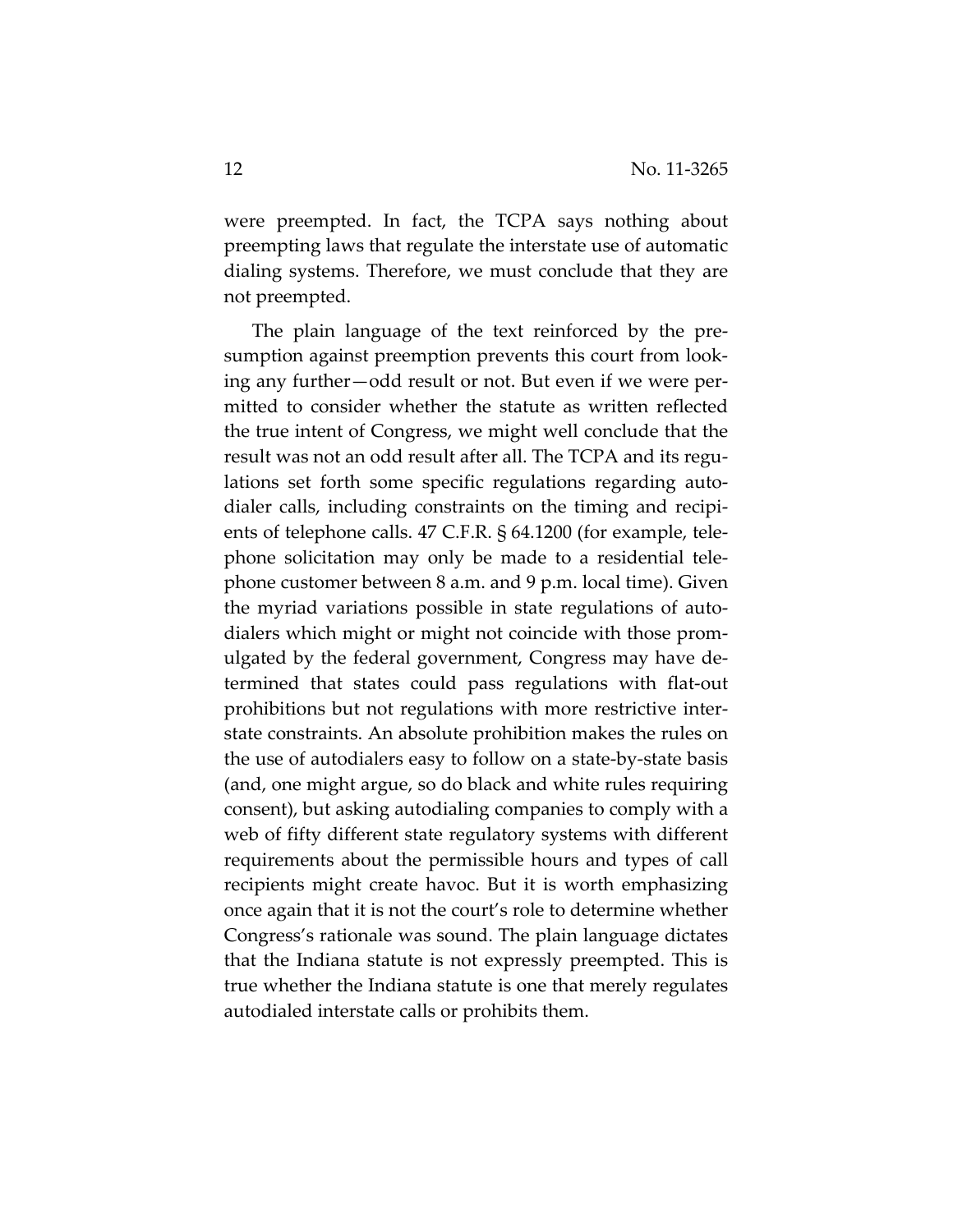were preempted. In fact, the TCPA says nothing about preempting laws that regulate the interstate use of automatic dialing systems. Therefore, we must conclude that they are not preempted.

The plain language of the text reinforced by the presumption against preemption prevents this court from looking any further—odd result or not. But even if we were permitted to consider whether the statute as written reflected the true intent of Congress, we might well conclude that the result was not an odd result after all. The TCPA and its regulations set forth some specific regulations regarding autodialer calls, including constraints on the timing and recipients of telephone calls. 47 C.F.R. § 64.1200 (for example, telephone solicitation may only be made to a residential telephone customer between 8 a.m. and 9 p.m. local time). Given the myriad variations possible in state regulations of autodialers which might or might not coincide with those promulgated by the federal government, Congress may have determined that states could pass regulations with flat-out prohibitions but not regulations with more restrictive interstate constraints. An absolute prohibition makes the rules on the use of autodialers easy to follow on a state-by-state basis (and, one might argue, so do black and white rules requiring consent), but asking autodialing companies to comply with a web of fifty different state regulatory systems with different requirements about the permissible hours and types of call recipients might create havoc. But it is worth emphasizing once again that it is not the court's role to determine whether Congress's rationale was sound. The plain language dictates that the Indiana statute is not expressly preempted. This is true whether the Indiana statute is one that merely regulates autodialed interstate calls or prohibits them.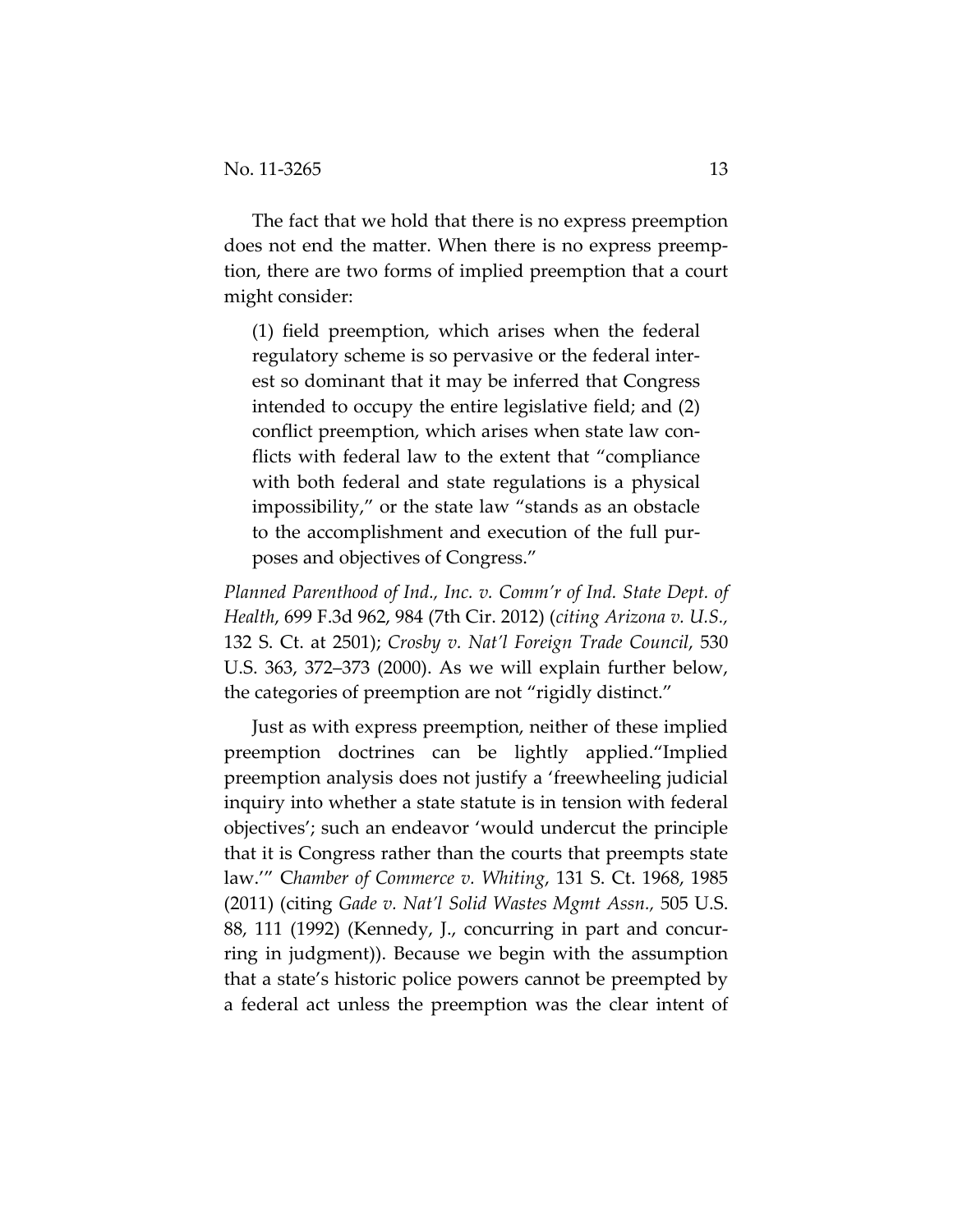The fact that we hold that there is no express preemption does not end the matter. When there is no express preemption, there are two forms of implied preemption that a court might consider:

> (1) field preemption, which arises when the federal regulatory scheme is so pervasive or the federal interest so dominant that it may be inferred that Congress intended to occupy the entire legislative field; and (2) conflict preemption, which arises when state law conflicts with federal law to the extent that "compliance with both federal and state regulations is a physical impossibility," or the state law "stands as an obstacle to the accomplishment and execution of the full purposes and objectives of Congress."

*Planned Parenthood of Ind., Inc. v. Comm'r of Ind. State Dept. of Health*, 699 F.3d 962, 984 (7th Cir. 2012) (*citing Arizona v. U.S.*, 132 S. Ct. at 2501); *Crosby v. Nat'l Foreign Trade Council*, 530 U.S. 363, 372–373 (2000). As we will explain further below, the categories of preemption are not "rigidly distinct."

Just as with express preemption, neither of these implied preemption doctrines can be lightly applied."Implied preemption analysis does not justify a 'freewheeling judicial inquiry into whether a state statute is in tension with federal objectives'; such an endeavor 'would undercut the principle that it is Congress rather than the courts that preempts state law.'" C*hamber of Commerce v. Whiting*, 131 S. Ct. 1968, 1985 (2011) (citing *Gade v. Nat'l Solid Wastes Mgmt Assn.*, 505 U.S. 88, 111 (1992) (Kennedy, J., concurring in part and concurring in judgment)). Because we begin with the assumption that a state's historic police powers cannot be preempted by a federal act unless the preemption was the clear intent of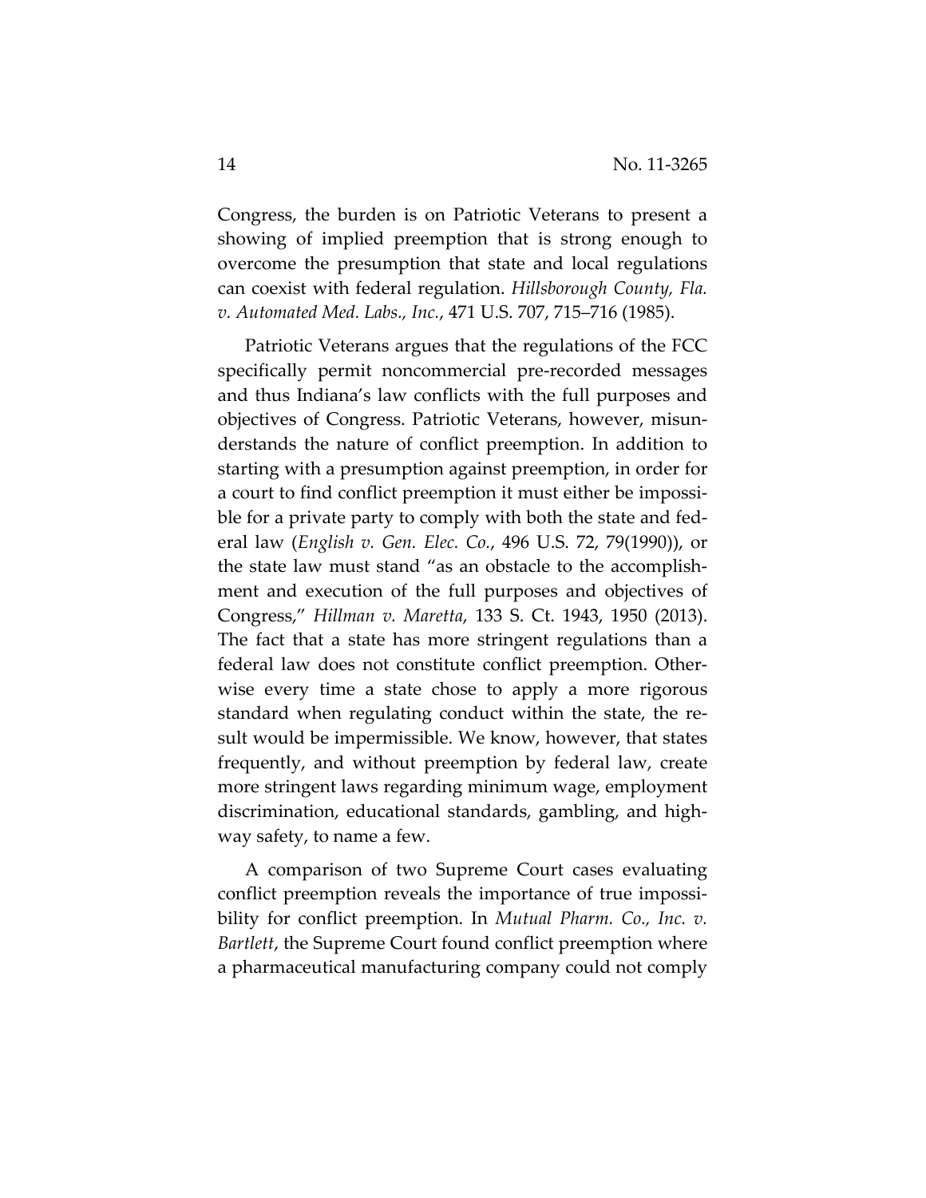Congress, the burden is on Patriotic Veterans to present a showing of implied preemption that is strong enough to overcome the presumption that state and local regulations can coexist with federal regulation. *Hillsborough County, Fla. v. Automated Med. Labs., Inc.*, 471 U.S. 707, 715–716 (1985).

Patriotic Veterans argues that the regulations of the FCC specifically permit noncommercial pre-recorded messages and thus Indiana's law conflicts with the full purposes and objectives of Congress. Patriotic Veterans, however, misunderstands the nature of conflict preemption. In addition to starting with a presumption against preemption, in order for a court to find conflict preemption it must either be impossible for a private party to comply with both the state and federal law (*English v. Gen. Elec. Co.*, 496 U.S. 72, 79(1990)), or the state law must stand "as an obstacle to the accomplishment and execution of the full purposes and objectives of Congress," *Hillman v. Maretta*, 133 S. Ct. 1943, 1950 (2013). The fact that a state has more stringent regulations than a federal law does not constitute conflict preemption. Otherwise every time a state chose to apply a more rigorous standard when regulating conduct within the state, the result would be impermissible. We know, however, that states frequently, and without preemption by federal law, create more stringent laws regarding minimum wage, employment discrimination, educational standards, gambling, and highway safety, to name a few.

A comparison of two Supreme Court cases evaluating conflict preemption reveals the importance of true impossibility for conflict preemption. In *Mutual Pharm. Co., Inc. v. Bartlett*, the Supreme Court found conflict preemption where a pharmaceutical manufacturing company could not comply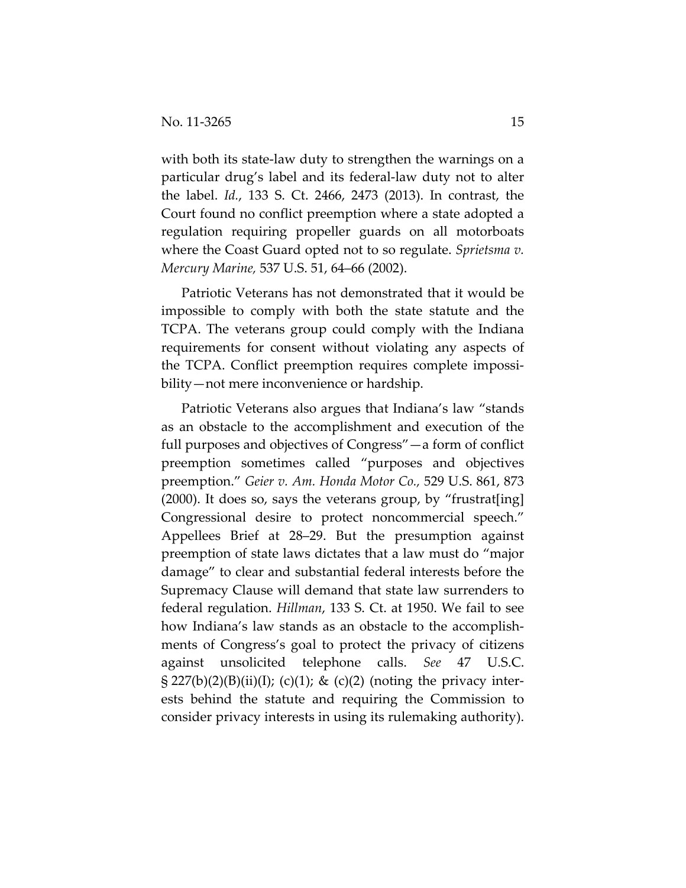with both its state-law duty to strengthen the warnings on a particular drug's label and its federal-law duty not to alter the label. *Id.*, 133 S. Ct. 2466, 2473 (2013). In contrast, the Court found no conflict preemption where a state adopted a regulation requiring propeller guards on all motorboats where the Coast Guard opted not to so regulate. *Sprietsma v. Mercury Marine,* 537 U.S. 51, 64–66 (2002).

Patriotic Veterans has not demonstrated that it would be impossible to comply with both the state statute and the TCPA. The veterans group could comply with the Indiana requirements for consent without violating any aspects of the TCPA. Conflict preemption requires complete impossibility—not mere inconvenience or hardship.

Patriotic Veterans also argues that Indiana's law "stands as an obstacle to the accomplishment and execution of the full purposes and objectives of Congress"—a form of conflict preemption sometimes called "purposes and objectives preemption." *Geier v. Am. Honda Motor Co.,* 529 U.S. 861, 873 (2000). It does so, says the veterans group, by "frustrat[ing] Congressional desire to protect noncommercial speech." Appellees Brief at 28–29. But the presumption against preemption of state laws dictates that a law must do "major damage" to clear and substantial federal interests before the Supremacy Clause will demand that state law surrenders to federal regulation. *Hillman*, 133 S. Ct. at 1950. We fail to see how Indiana's law stands as an obstacle to the accomplishments of Congress's goal to protect the privacy of citizens against unsolicited telephone calls. *See* 47 U.S.C. § 227(b)(2)(B)(ii)(I); (c)(1); & (c)(2) (noting the privacy interests behind the statute and requiring the Commission to consider privacy interests in using its rulemaking authority).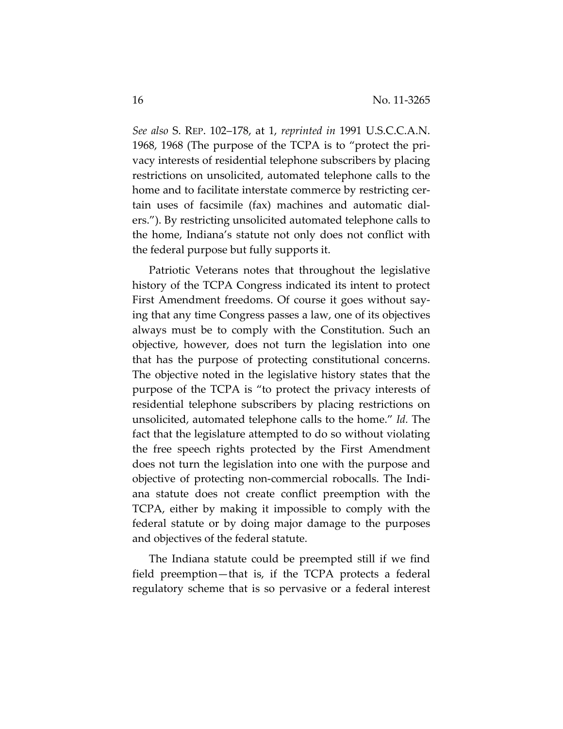*See also* S. REP. 102–178, at 1, *reprinted in* 1991 U.S.C.C.A.N. 1968, 1968 (The purpose of the TCPA is to "protect the privacy interests of residential telephone subscribers by placing restrictions on unsolicited, automated telephone calls to the home and to facilitate interstate commerce by restricting certain uses of facsimile (fax) machines and automatic dialers."). By restricting unsolicited automated telephone calls to the home, Indiana's statute not only does not conflict with the federal purpose but fully supports it.

Patriotic Veterans notes that throughout the legislative history of the TCPA Congress indicated its intent to protect First Amendment freedoms. Of course it goes without saying that any time Congress passes a law, one of its objectives always must be to comply with the Constitution. Such an objective, however, does not turn the legislation into one that has the purpose of protecting constitutional concerns. The objective noted in the legislative history states that the purpose of the TCPA is "to protect the privacy interests of residential telephone subscribers by placing restrictions on unsolicited, automated telephone calls to the home." *Id.* The fact that the legislature attempted to do so without violating the free speech rights protected by the First Amendment does not turn the legislation into one with the purpose and objective of protecting non-commercial robocalls. The Indiana statute does not create conflict preemption with the TCPA, either by making it impossible to comply with the federal statute or by doing major damage to the purposes and objectives of the federal statute.

The Indiana statute could be preempted still if we find field preemption—that is, if the TCPA protects a federal regulatory scheme that is so pervasive or a federal interest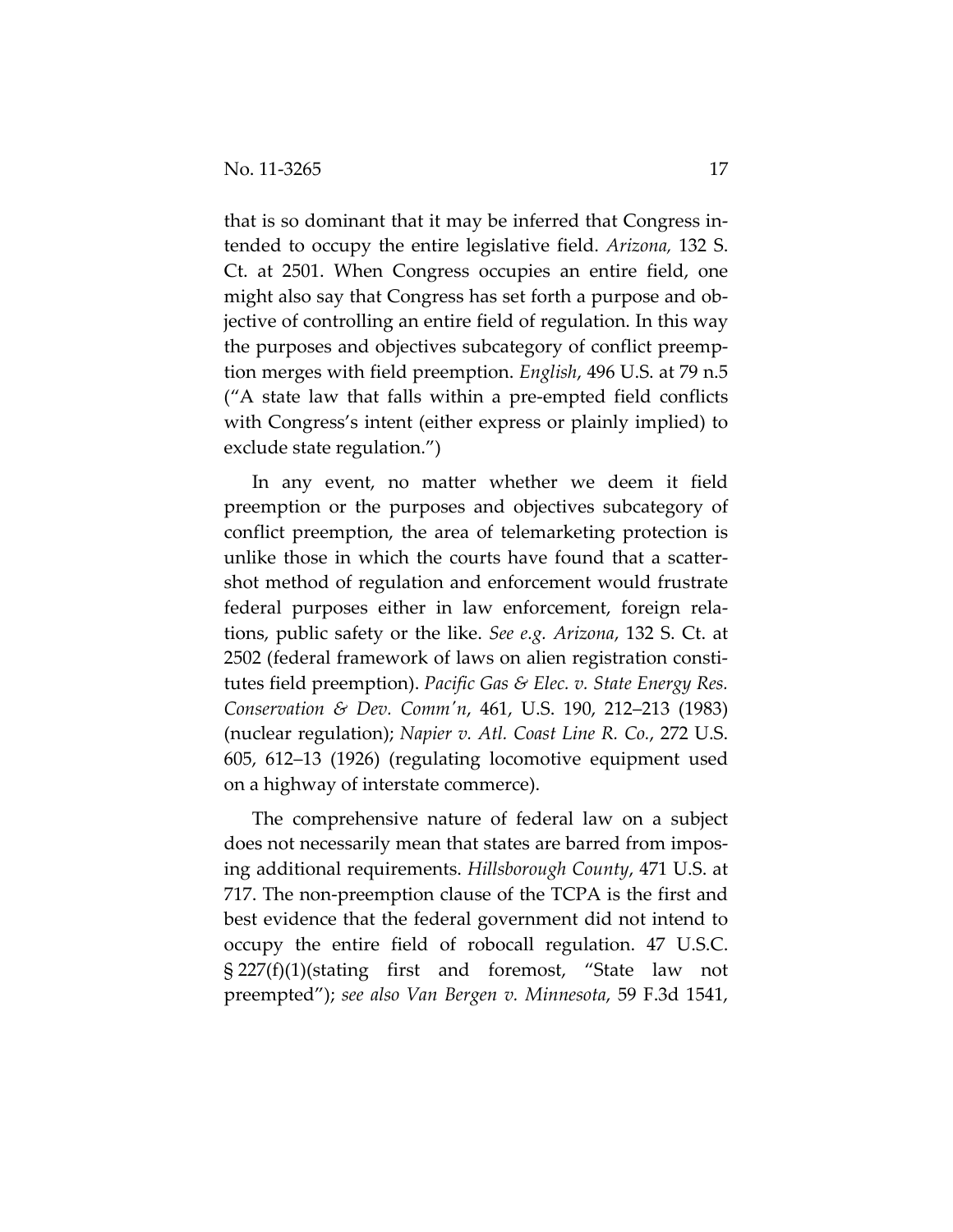that is so dominant that it may be inferred that Congress intended to occupy the entire legislative field. *Arizona,* 132 S. Ct. at 2501. When Congress occupies an entire field, one might also say that Congress has set forth a purpose and objective of controlling an entire field of regulation. In this way the purposes and objectives subcategory of conflict preemption merges with field preemption. *English*, 496 U.S. at 79 n.5 ("A state law that falls within a pre-empted field conflicts with Congress's intent (either express or plainly implied) to exclude state regulation.")

In any event, no matter whether we deem it field preemption or the purposes and objectives subcategory of conflict preemption, the area of telemarketing protection is unlike those in which the courts have found that a scattershot method of regulation and enforcement would frustrate federal purposes either in law enforcement, foreign relations, public safety or the like. *See e.g. Arizona*, 132 S. Ct. at 2502 (federal framework of laws on alien registration constitutes field preemption). *Pacific Gas & Elec. v. State Energy Res. Conservation & Dev. Comm'n*, 461, U.S. 190, 212–213 (1983) (nuclear regulation); *Napier v. Atl. Coast Line R. Co.*, 272 U.S. 605, 612–13 (1926) (regulating locomotive equipment used on a highway of interstate commerce).

The comprehensive nature of federal law on a subject does not necessarily mean that states are barred from imposing additional requirements. *Hillsborough County*, 471 U.S. at 717. The non-preemption clause of the TCPA is the first and best evidence that the federal government did not intend to occupy the entire field of robocall regulation. 47 U.S.C. § 227(f)(1)(stating first and foremost, "State law not preempted"); *see also Van Bergen v. Minnesota*, 59 F.3d 1541,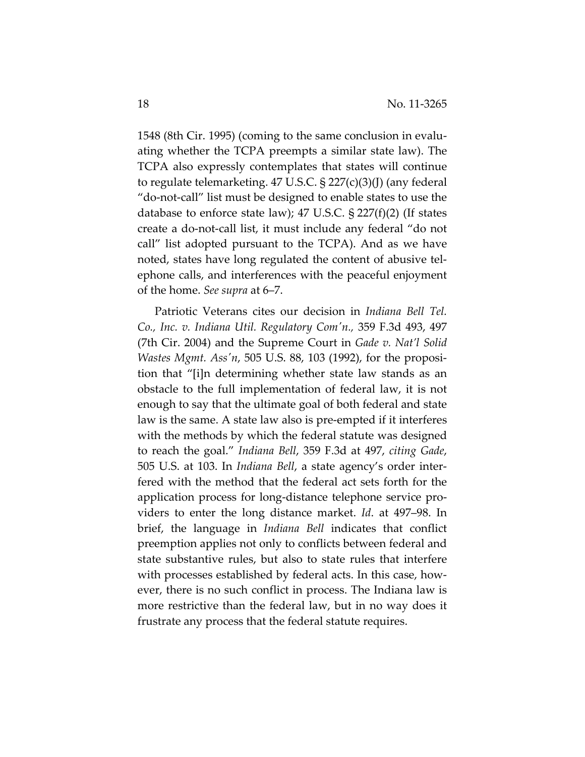1548 (8th Cir. 1995) (coming to the same conclusion in evaluating whether the TCPA preempts a similar state law). The TCPA also expressly contemplates that states will continue to regulate telemarketing. 47 U.S.C. § 227(c)(3)(J) (any federal "do-not-call" list must be designed to enable states to use the database to enforce state law); 47 U.S.C. § 227(f)(2) (If states create a do-not-call list, it must include any federal "do not call" list adopted pursuant to the TCPA). And as we have noted, states have long regulated the content of abusive telephone calls, and interferences with the peaceful enjoyment of the home. *See supra* at 6–7.

Patriotic Veterans cites our decision in *Indiana Bell Tel. Co., Inc. v. Indiana Util. Regulatory Com'n.,* 359 F.3d 493, 497 (7th Cir. 2004) and the Supreme Court in *Gade v. Nat'l Solid Wastes Mgmt. Ass'n*, 505 U.S. 88, 103 (1992), for the proposition that "[i]n determining whether state law stands as an obstacle to the full implementation of federal law, it is not enough to say that the ultimate goal of both federal and state law is the same. A state law also is pre-empted if it interferes with the methods by which the federal statute was designed to reach the goal." *Indiana Bell*, 359 F.3d at 497, *citing Gade*, 505 U.S. at 103. In *Indiana Bell*, a state agency's order interfered with the method that the federal act sets forth for the application process for long-distance telephone service providers to enter the long distance market. *Id*. at 497–98. In brief, the language in *Indiana Bell* indicates that conflict preemption applies not only to conflicts between federal and state substantive rules, but also to state rules that interfere with processes established by federal acts. In this case, however, there is no such conflict in process. The Indiana law is more restrictive than the federal law, but in no way does it frustrate any process that the federal statute requires.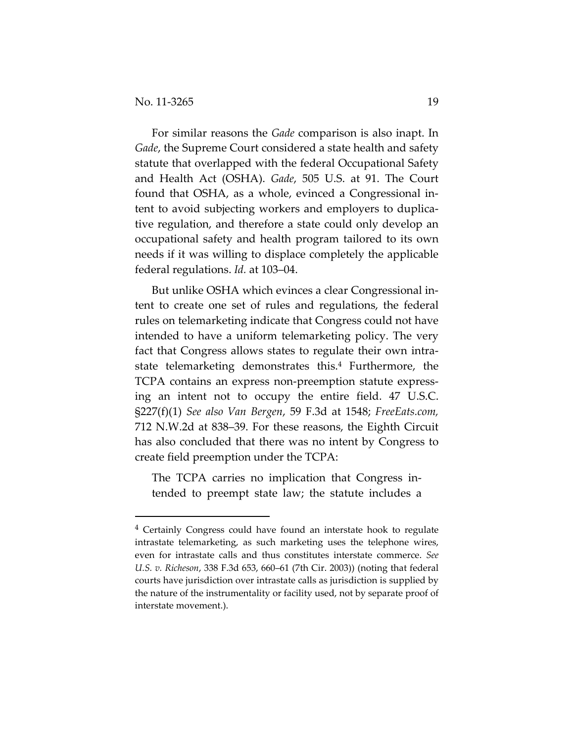For similar reasons the *Gade* comparison is also inapt. In *Gade*, the Supreme Court considered a state health and safety statute that overlapped with the federal Occupational Safety and Health Act (OSHA). *Gade*, 505 U.S. at 91. The Court found that OSHA, as a whole, evinced a Congressional intent to avoid subjecting workers and employers to duplicative regulation, and therefore a state could only develop an occupational safety and health program tailored to its own needs if it was willing to displace completely the applicable federal regulations. *Id.* at 103–04.

But unlike OSHA which evinces a clear Congressional intent to create one set of rules and regulations, the federal rules on telemarketing indicate that Congress could not have intended to have a uniform telemarketing policy. The very fact that Congress allows states to regulate their own intrastate telemarketing demonstrates this.[4] Furthermore, the TCPA contains an express non-preemption statute expressing an intent not to occupy the entire field. 47 U.S.C. §227(f)(1) *See also Van Bergen*, 59 F.3d at 1548; *FreeEats.com*, 712 N.W.2d at 838–39. For these reasons, the Eighth Circuit has also concluded that there was no intent by Congress to create field preemption under the TCPA:

> The TCPA carries no implication that Congress intended to preempt state law; the statute includes a

---

[4] Certainly Congress could have found an interstate hook to regulate intrastate telemarketing, as such marketing uses the telephone wires, even for intrastate calls and thus constitutes interstate commerce. *See U.S. v. Richeson*, 338 F.3d 653, 660–61 (7th Cir. 2003)) (noting that federal courts have jurisdiction over intrastate calls as jurisdiction is supplied by the nature of the instrumentality or facility used, not by separate proof of interstate movement.).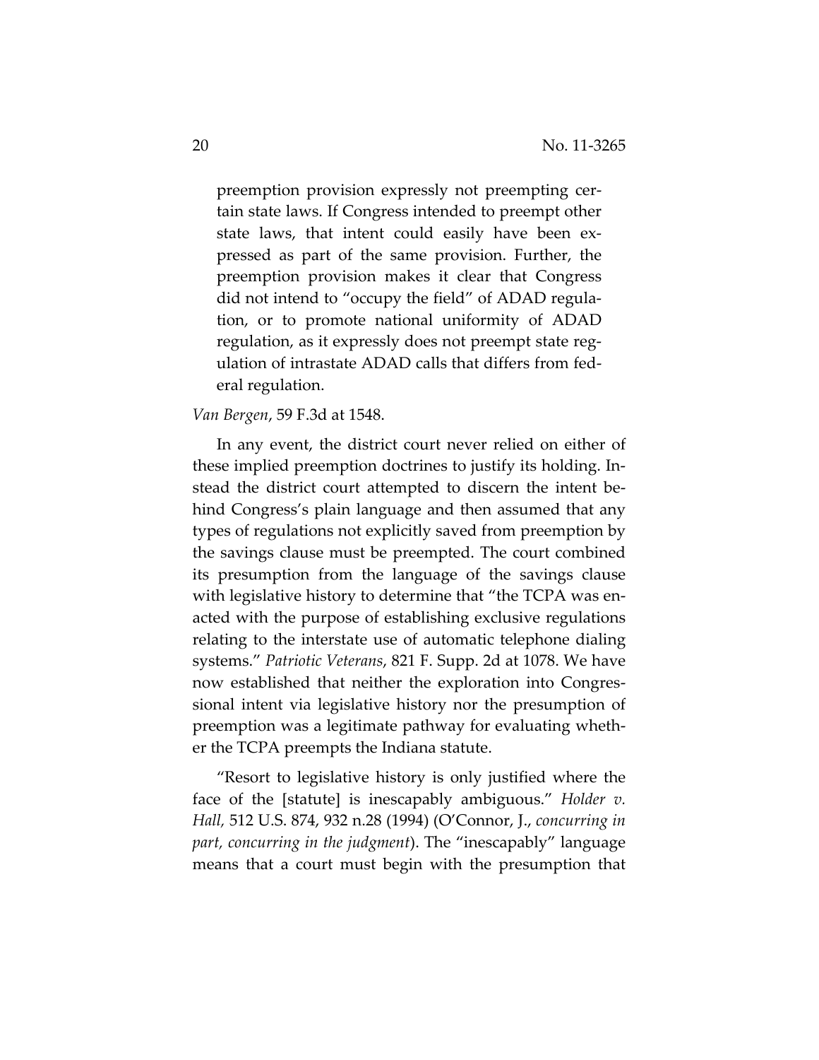> preemption provision expressly not preempting certain state laws. If Congress intended to preempt other state laws, that intent could easily have been expressed as part of the same provision. Further, the preemption provision makes it clear that Congress did not intend to "occupy the field" of ADAD regulation, or to promote national uniformity of ADAD regulation, as it expressly does not preempt state regulation of intrastate ADAD calls that differs from federal regulation.

*Van Bergen*, 59 F.3d at 1548.

In any event, the district court never relied on either of these implied preemption doctrines to justify its holding. Instead the district court attempted to discern the intent behind Congress's plain language and then assumed that any types of regulations not explicitly saved from preemption by the savings clause must be preempted. The court combined its presumption from the language of the savings clause with legislative history to determine that "the TCPA was enacted with the purpose of establishing exclusive regulations relating to the interstate use of automatic telephone dialing systems." *Patriotic Veterans*, 821 F. Supp. 2d at 1078. We have now established that neither the exploration into Congressional intent via legislative history nor the presumption of preemption was a legitimate pathway for evaluating whether the TCPA preempts the Indiana statute.

"Resort to legislative history is only justified where the face of the [statute] is inescapably ambiguous." *Holder v. Hall,* 512 U.S. 874, 932 n.28 (1994) (O'Connor, J., *concurring in part, concurring in the judgment*). The "inescapably" language means that a court must begin with the presumption that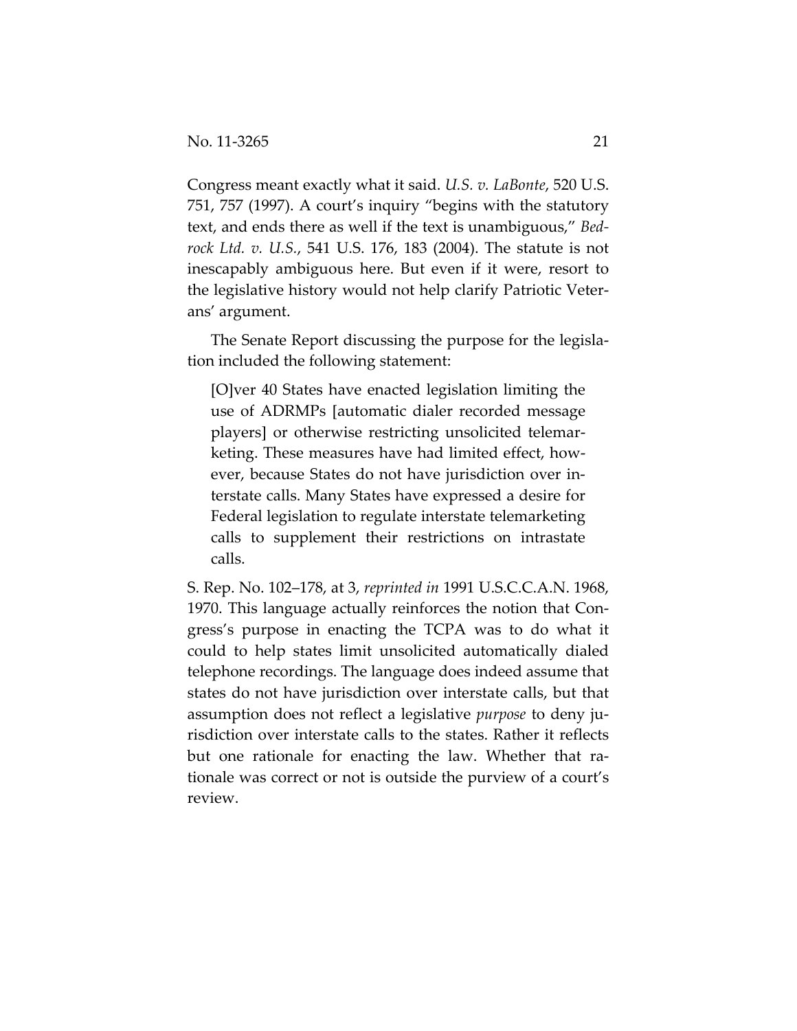Congress meant exactly what it said. *U.S. v. LaBonte*, 520 U.S. 751, 757 (1997). A court's inquiry "begins with the statutory text, and ends there as well if the text is unambiguous," *Bedrock Ltd. v. U.S.*, 541 U.S. 176, 183 (2004). The statute is not inescapably ambiguous here. But even if it were, resort to the legislative history would not help clarify Patriotic Veterans' argument.

The Senate Report discussing the purpose for the legislation included the following statement:

> [O]ver 40 States have enacted legislation limiting the use of ADRMPs [automatic dialer recorded message players] or otherwise restricting unsolicited telemarketing. These measures have had limited effect, however, because States do not have jurisdiction over interstate calls. Many States have expressed a desire for Federal legislation to regulate interstate telemarketing calls to supplement their restrictions on intrastate calls.

S. Rep. No. 102–178, at 3, *reprinted in* 1991 U.S.C.C.A.N. 1968, 1970. This language actually reinforces the notion that Congress's purpose in enacting the TCPA was to do what it could to help states limit unsolicited automatically dialed telephone recordings. The language does indeed assume that states do not have jurisdiction over interstate calls, but that assumption does not reflect a legislative *purpose* to deny jurisdiction over interstate calls to the states. Rather it reflects but one rationale for enacting the law. Whether that rationale was correct or not is outside the purview of a court's review.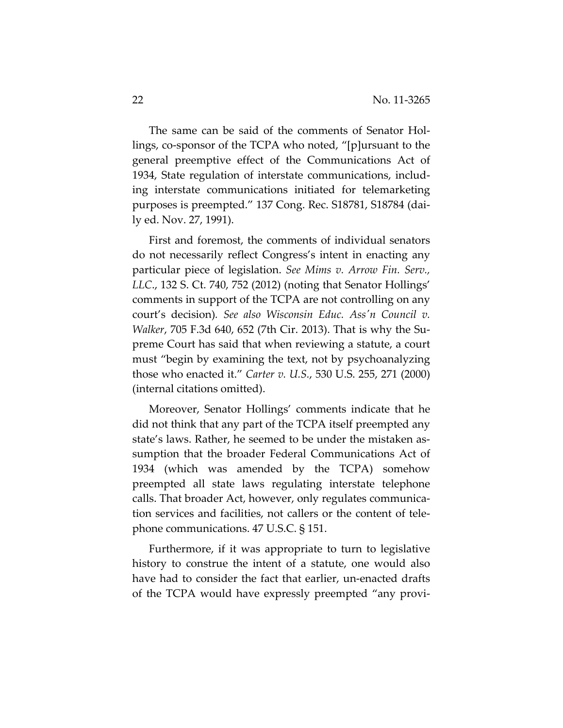The same can be said of the comments of Senator Hollings, co-sponsor of the TCPA who noted, "[p]ursuant to the general preemptive effect of the Communications Act of 1934, State regulation of interstate communications, including interstate communications initiated for telemarketing purposes is preempted." 137 Cong. Rec. S18781, S18784 (daily ed. Nov. 27, 1991).

First and foremost, the comments of individual senators do not necessarily reflect Congress's intent in enacting any particular piece of legislation. *See Mims v. Arrow Fin. Serv., LLC.*, 132 S. Ct. 740, 752 (2012) (noting that Senator Hollings' comments in support of the TCPA are not controlling on any court's decision). *See also Wisconsin Educ. Ass'n Council v. Walker*, 705 F.3d 640, 652 (7th Cir. 2013). That is why the Supreme Court has said that when reviewing a statute, a court must "begin by examining the text, not by psychoanalyzing those who enacted it." *Carter v. U.S.*, 530 U.S. 255, 271 (2000) (internal citations omitted).

Moreover, Senator Hollings' comments indicate that he did not think that any part of the TCPA itself preempted any state's laws. Rather, he seemed to be under the mistaken assumption that the broader Federal Communications Act of 1934 (which was amended by the TCPA) somehow preempted all state laws regulating interstate telephone calls. That broader Act, however, only regulates communication services and facilities, not callers or the content of telephone communications. 47 U.S.C. § 151.

Furthermore, if it was appropriate to turn to legislative history to construe the intent of a statute, one would also have had to consider the fact that earlier, un-enacted drafts of the TCPA would have expressly preempted "any provi-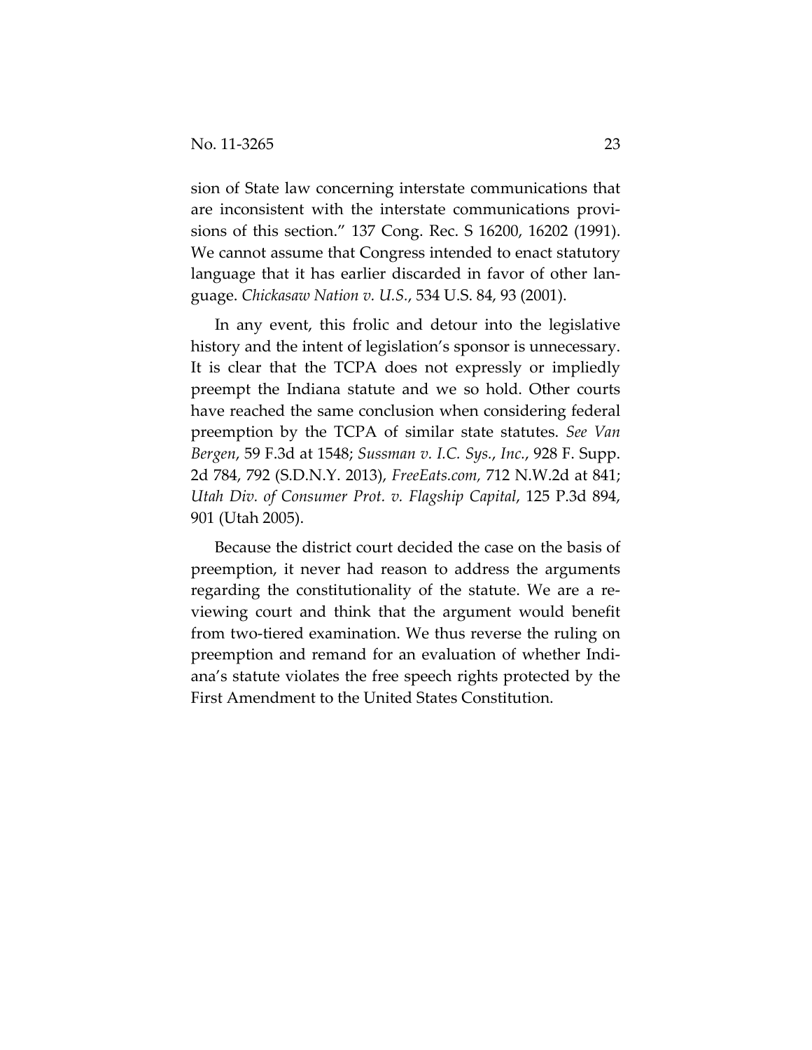sion of State law concerning interstate communications that are inconsistent with the interstate communications provisions of this section." 137 Cong. Rec. S 16200, 16202 (1991). We cannot assume that Congress intended to enact statutory language that it has earlier discarded in favor of other language. *Chickasaw Nation v. U.S.*, 534 U.S. 84, 93 (2001).

In any event, this frolic and detour into the legislative history and the intent of legislation's sponsor is unnecessary. It is clear that the TCPA does not expressly or impliedly preempt the Indiana statute and we so hold. Other courts have reached the same conclusion when considering federal preemption by the TCPA of similar state statutes. *See Van Bergen*, 59 F.3d at 1548; *Sussman v. I.C. Sys., Inc.*, 928 F. Supp. 2d 784, 792 (S.D.N.Y. 2013), *FreeEats.com*, 712 N.W.2d at 841; *Utah Div. of Consumer Prot. v. Flagship Capital*, 125 P.3d 894, 901 (Utah 2005).

Because the district court decided the case on the basis of preemption, it never had reason to address the arguments regarding the constitutionality of the statute. We are a reviewing court and think that the argument would benefit from two-tiered examination. We thus reverse the ruling on preemption and remand for an evaluation of whether Indiana's statute violates the free speech rights protected by the First Amendment to the United States Constitution.